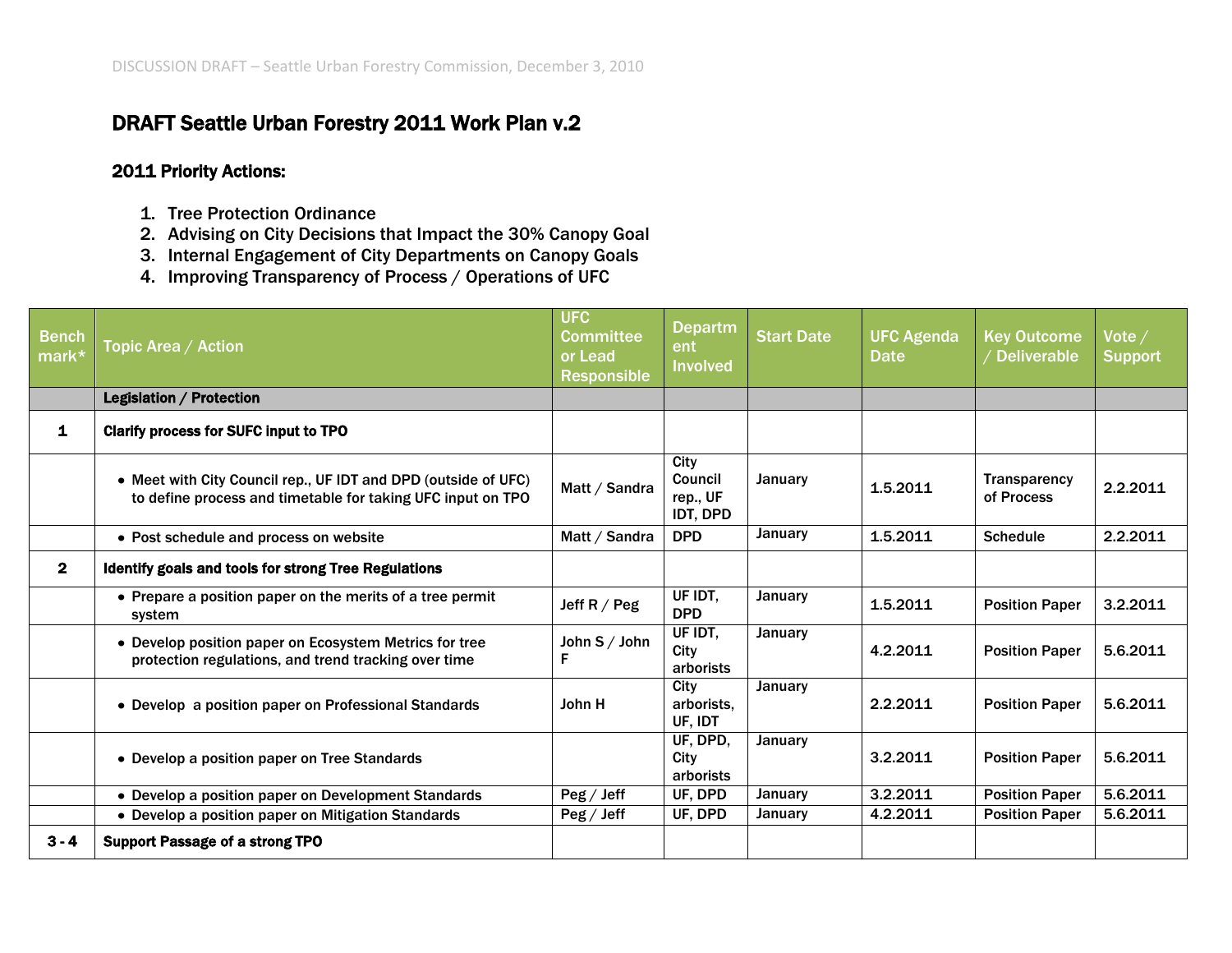# DRAFT Seattle Urban Forestry 2011 Work Plan v.2

## 2011 Priority Actions:

1. Tree Protection Ordinance
2. Advising on City Decisions that Impact the 30% Canopy Goal
3. Internal Engagement of City Departments on Canopy Goals
4. Improving Transparency of Process / Operations of UFC

| Bench mark* | Topic Area / Action | UFC Committee or Lead Responsible | Department Involved | Start Date | UFC Agenda Date | Key Outcome / Deliverable | Vote / Support |
|---|---|---|---|---|---|---|---|
| | **Legislation / Protection** | | | | | | |
| **1** | **Clarify process for SUFC input to TPO** | | | | | | |
| | • Meet with City Council rep., UF IDT and DPD (outside of UFC) to define process and timetable for taking UFC input on TPO | Matt / Sandra | City Council rep., UF IDT, DPD | January | 1.5.2011 | Transparency of Process | 2.2.2011 |
| | • Post schedule and process on website | Matt / Sandra | DPD | January | 1.5.2011 | Schedule | 2.2.2011 |
| **2** | **Identify goals and tools for strong Tree Regulations** | | | | | | |
| | • Prepare a position paper on the merits of a tree permit system | Jeff R / Peg | UF IDT, DPD | January | 1.5.2011 | Position Paper | 3.2.2011 |
| | • Develop position paper on Ecosystem Metrics for tree protection regulations, and trend tracking over time | John S / John F | UF IDT, City arborists | January | 4.2.2011 | Position Paper | 5.6.2011 |
| | • Develop a position paper on Professional Standards | John H | City arborists, UF, IDT | January | 2.2.2011 | Position Paper | 5.6.2011 |
| | • Develop a position paper on Tree Standards | | UF, DPD, City arborists | January | 3.2.2011 | Position Paper | 5.6.2011 |
| | • Develop a position paper on Development Standards | Peg / Jeff | UF, DPD | January | 3.2.2011 | Position Paper | 5.6.2011 |
| | • Develop a position paper on Mitigation Standards | Peg / Jeff | UF, DPD | January | 4.2.2011 | Position Paper | 5.6.2011 |
| **3 - 4** | **Support Passage of a strong TPO** | | | | | | |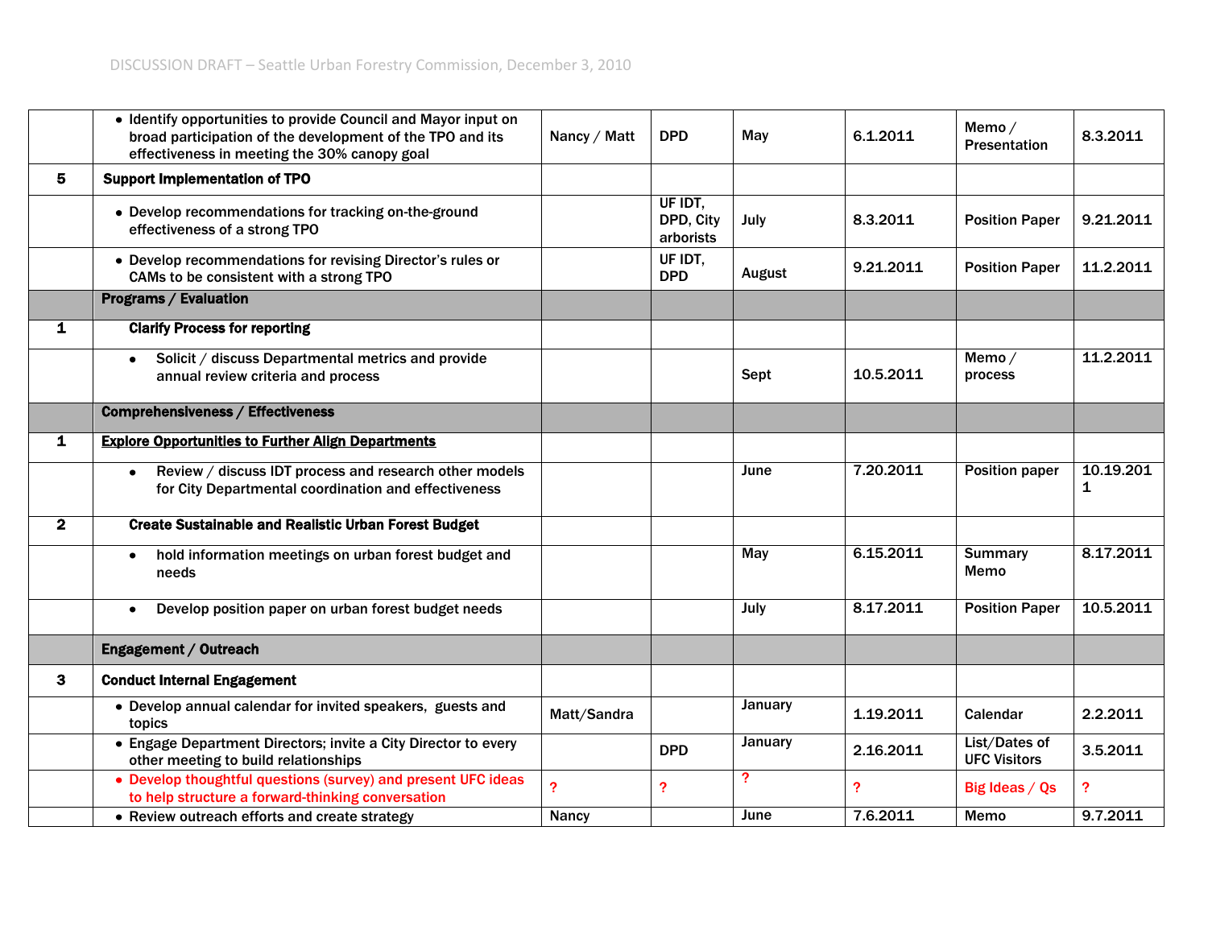| | | | | | | | |
|---|---|---|---|---|---|---|---|
| | • Identify opportunities to provide Council and Mayor input on broad participation of the development of the TPO and its effectiveness in meeting the 30% canopy goal | Nancy / Matt | DPD | May | 6.1.2011 | Memo / Presentation | 8.3.2011 |
| **5** | **Support Implementation of TPO** | | | | | | |
| | • Develop recommendations for tracking on-the-ground effectiveness of a strong TPO | | UF IDT, DPD, City arborists | July | 8.3.2011 | Position Paper | 9.21.2011 |
| | • Develop recommendations for revising Director's rules or CAMs to be consistent with a strong TPO | | UF IDT, DPD | August | 9.21.2011 | Position Paper | 11.2.2011 |
| | **Programs / Evaluation** | | | | | | |
| **1** | **Clarify Process for reporting** | | | | | | |
| | • Solicit / discuss Departmental metrics and provide annual review criteria and process | | | Sept | 10.5.2011 | Memo / process | 11.2.2011 |
| | **Comprehensiveness / Effectiveness** | | | | | | |
| **1** | **Explore Opportunities to Further Align Departments** | | | | | | |
| | • Review / discuss IDT process and research other models for City Departmental coordination and effectiveness | | | June | 7.20.2011 | Position paper | 10.19.2011 |
| **2** | **Create Sustainable and Realistic Urban Forest Budget** | | | | | | |
| | • hold information meetings on urban forest budget and needs | | | May | 6.15.2011 | Summary Memo | 8.17.2011 |
| | • Develop position paper on urban forest budget needs | | | July | 8.17.2011 | Position Paper | 10.5.2011 |
| | **Engagement / Outreach** | | | | | | |
| **3** | **Conduct Internal Engagement** | | | | | | |
| | • Develop annual calendar for invited speakers, guests and topics | Matt/Sandra | | January | 1.19.2011 | Calendar | 2.2.2011 |
| | • Engage Department Directors; invite a City Director to every other meeting to build relationships | | DPD | January | 2.16.2011 | List/Dates of UFC Visitors | 3.5.2011 |
| | • Develop thoughtful questions (survey) and present UFC ideas to help structure a forward-thinking conversation | ? | ? | ? | ? | Big Ideas / Qs | ? |
| | • Review outreach efforts and create strategy | Nancy | | June | 7.6.2011 | Memo | 9.7.2011 |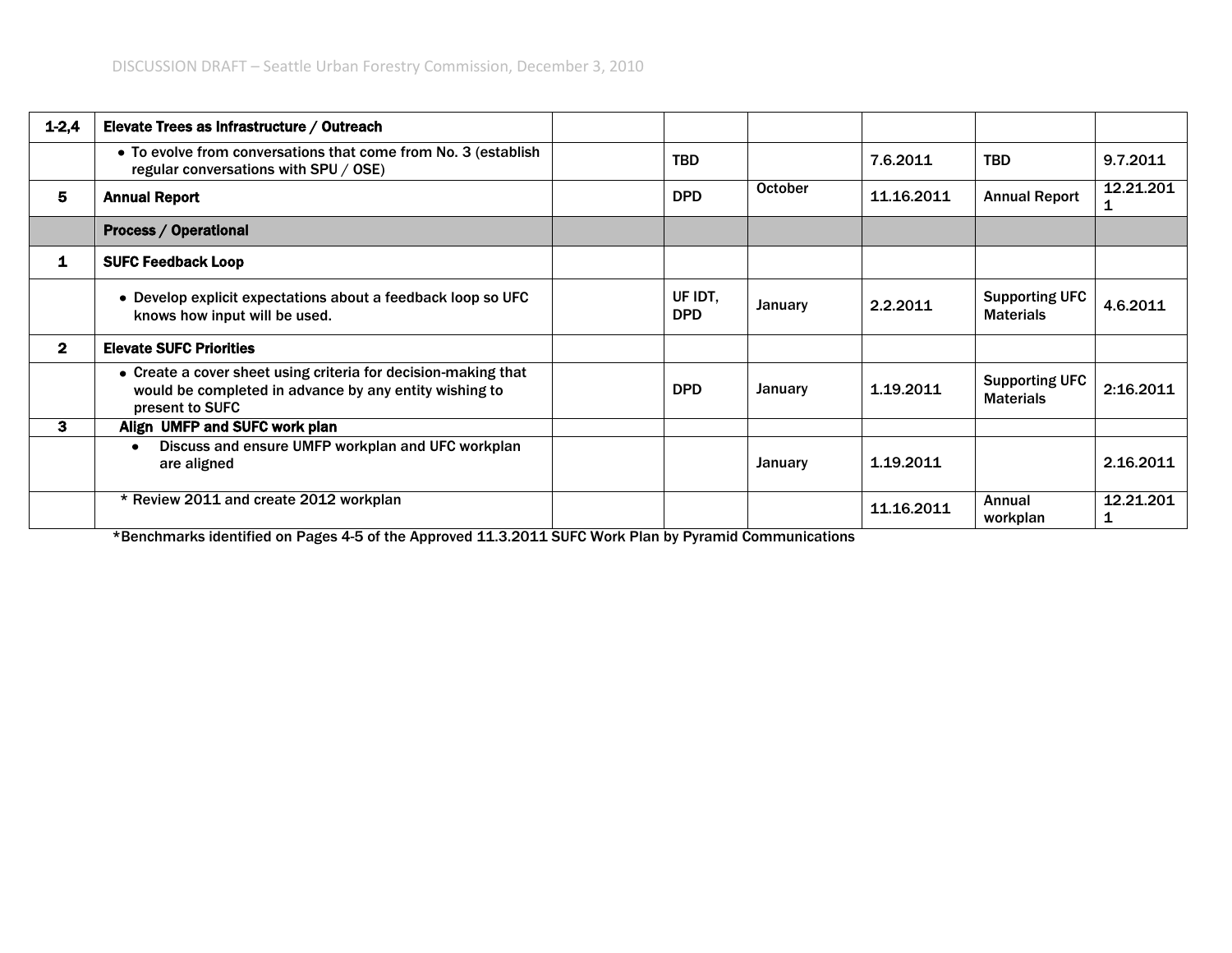| | | | | | | | |
|---|---|---|---|---|---|---|---|
| **1-2,4** | **Elevate Trees as Infrastructure / Outreach** | | | | | | |
| | • To evolve from conversations that come from No. 3 (establish regular conversations with SPU / OSE) | | TBD | | 7.6.2011 | TBD | 9.7.2011 |
| **5** | **Annual Report** | | DPD | October | 11.16.2011 | Annual Report | 12.21.2011 |
| | **Process / Operational** | | | | | | |
| **1** | **SUFC Feedback Loop** | | | | | | |
| | • Develop explicit expectations about a feedback loop so UFC knows how input will be used. | | UF IDT, DPD | January | 2.2.2011 | Supporting UFC Materials | 4.6.2011 |
| **2** | **Elevate SUFC Priorities** | | | | | | |
| | • Create a cover sheet using criteria for decision-making that would be completed in advance by any entity wishing to present to SUFC | | DPD | January | 1.19.2011 | Supporting UFC Materials | 2:16.2011 |
| **3** | **Align UMFP and SUFC work plan** | | | | | | |
| | • Discuss and ensure UMFP workplan and UFC workplan are aligned | | | January | 1.19.2011 | | 2.16.2011 |
| | * Review 2011 and create 2012 workplan | | | | 11.16.2011 | Annual workplan | 12.21.2011 |

*Benchmarks identified on Pages 4-5 of the Approved 11.3.2011 SUFC Work Plan by Pyramid Communications